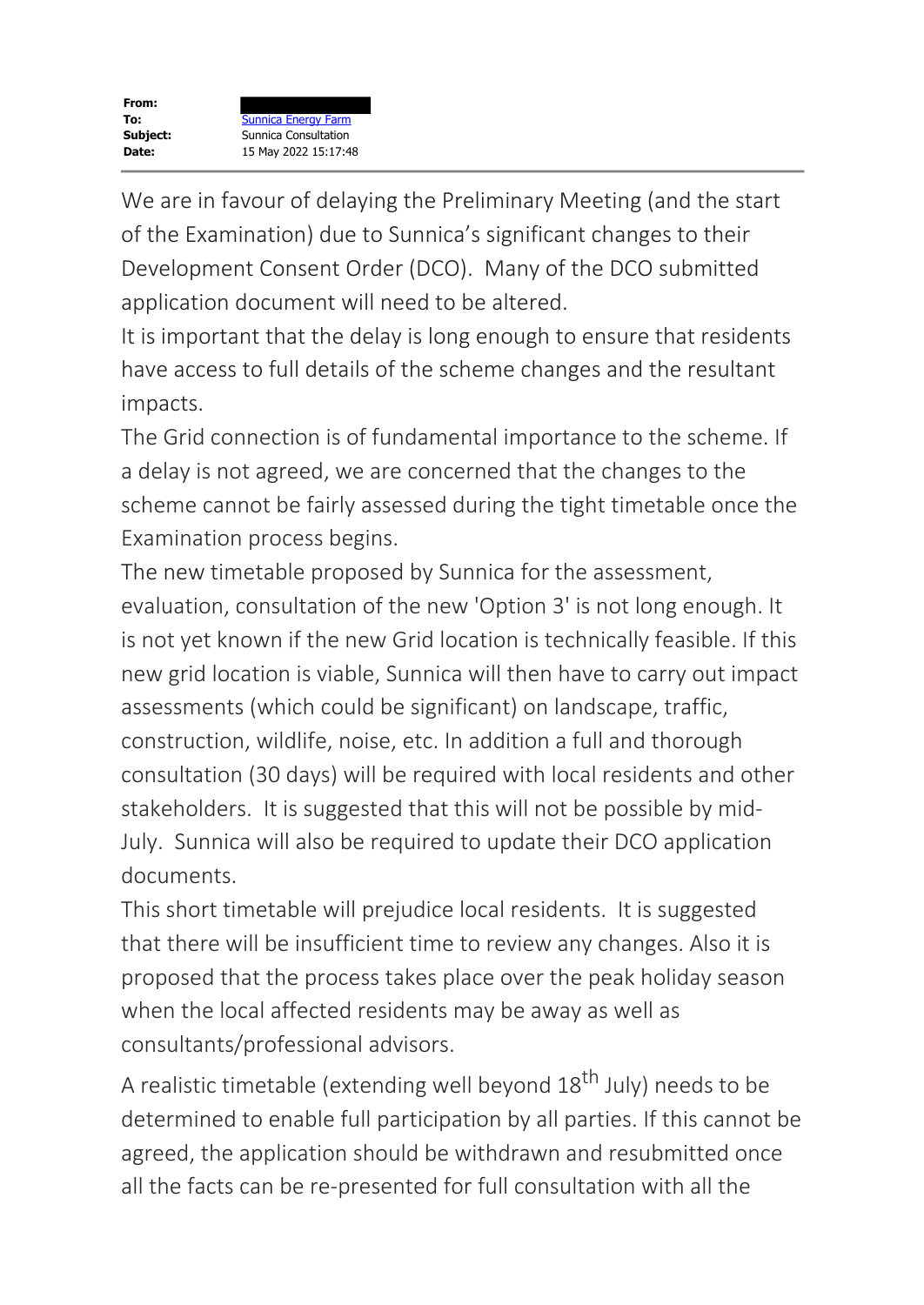| | |
|---|---|
| **From:** | |
| **To:** | Sunnica Energy Farm |
| **Subject:** | Sunnica Consultation |
| **Date:** | 15 May 2022 15:17:48 |

We are in favour of delaying the Preliminary Meeting (and the start of the Examination) due to Sunnica's significant changes to their Development Consent Order (DCO). Many of the DCO submitted application document will need to be altered.

It is important that the delay is long enough to ensure that residents have access to full details of the scheme changes and the resultant impacts.

The Grid connection is of fundamental importance to the scheme. If a delay is not agreed, we are concerned that the changes to the scheme cannot be fairly assessed during the tight timetable once the Examination process begins.

The new timetable proposed by Sunnica for the assessment, evaluation, consultation of the new 'Option 3' is not long enough. It is not yet known if the new Grid location is technically feasible. If this new grid location is viable, Sunnica will then have to carry out impact assessments (which could be significant) on landscape, traffic, construction, wildlife, noise, etc. In addition a full and thorough consultation (30 days) will be required with local residents and other stakeholders. It is suggested that this will not be possible by mid-July. Sunnica will also be required to update their DCO application documents.

This short timetable will prejudice local residents. It is suggested that there will be insufficient time to review any changes. Also it is proposed that the process takes place over the peak holiday season when the local affected residents may be away as well as consultants/professional advisors.

A realistic timetable (extending well beyond 18th July) needs to be determined to enable full participation by all parties. If this cannot be agreed, the application should be withdrawn and resubmitted once all the facts can be re-presented for full consultation with all the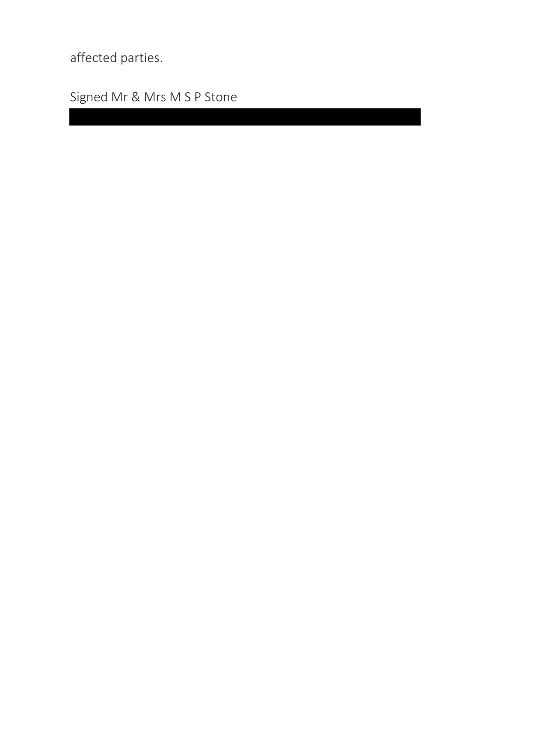affected parties.

Signed Mr & Mrs M S P Stone